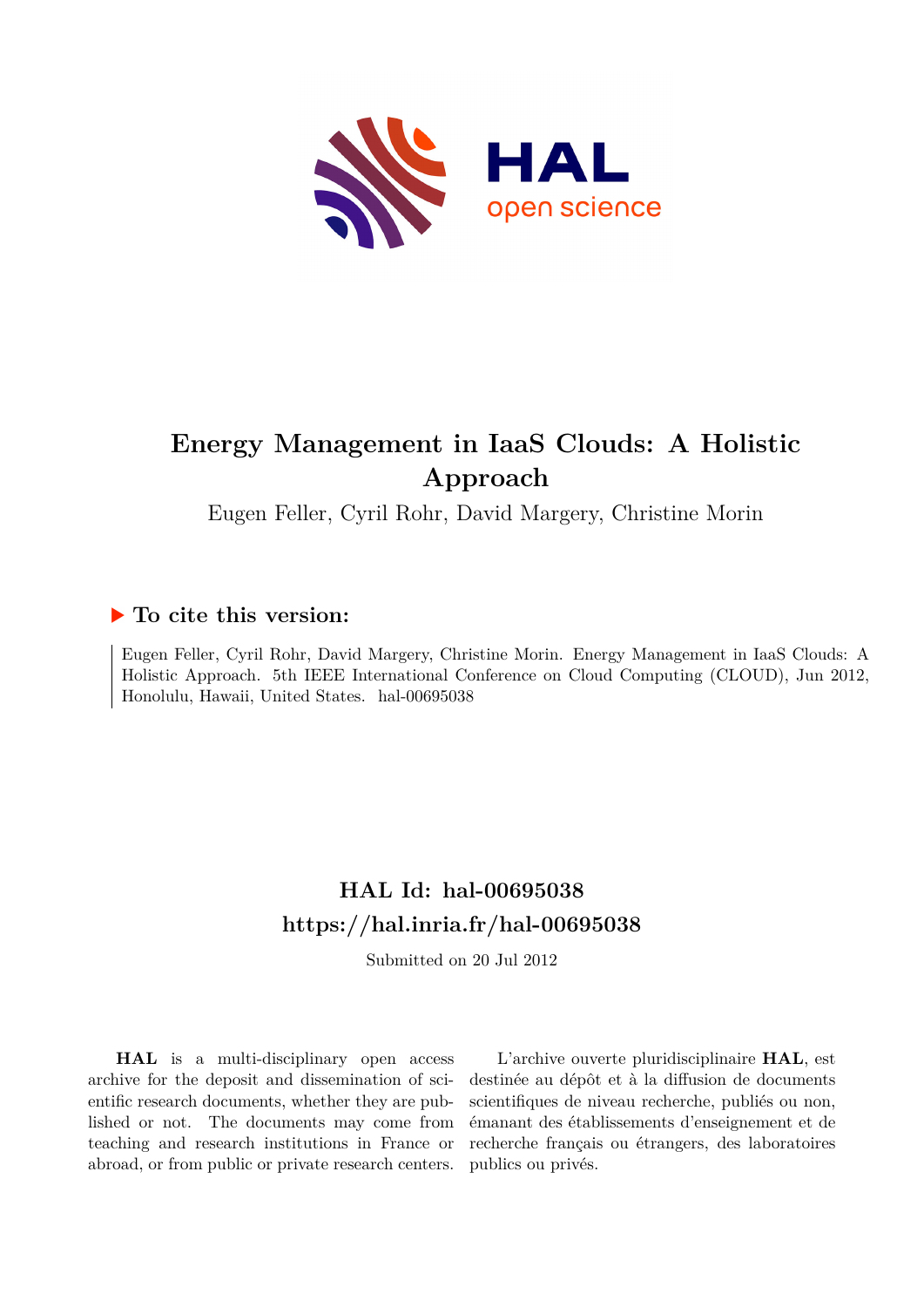# Energy Management in IaaS Clouds: A Holistic Approach

Eugen Feller, Cyril Rohr, David Margery, Christine Morin

## ▶ To cite this version:

Eugen Feller, Cyril Rohr, David Margery, Christine Morin. Energy Management in IaaS Clouds: A Holistic Approach. 5th IEEE International Conference on Cloud Computing (CLOUD), Jun 2012, Honolulu, Hawaii, United States. hal-00695038

## HAL Id: hal-00695038
## https://hal.inria.fr/hal-00695038

Submitted on 20 Jul 2012

**HAL** is a multi-disciplinary open access archive for the deposit and dissemination of scientific research documents, whether they are published or not. The documents may come from teaching and research institutions in France or abroad, or from public or private research centers.

L'archive ouverte pluridisciplinaire **HAL**, est destinée au dépôt et à la diffusion de documents scientifiques de niveau recherche, publiés ou non, émanant des établissements d'enseignement et de recherche français ou étrangers, des laboratoires publics ou privés.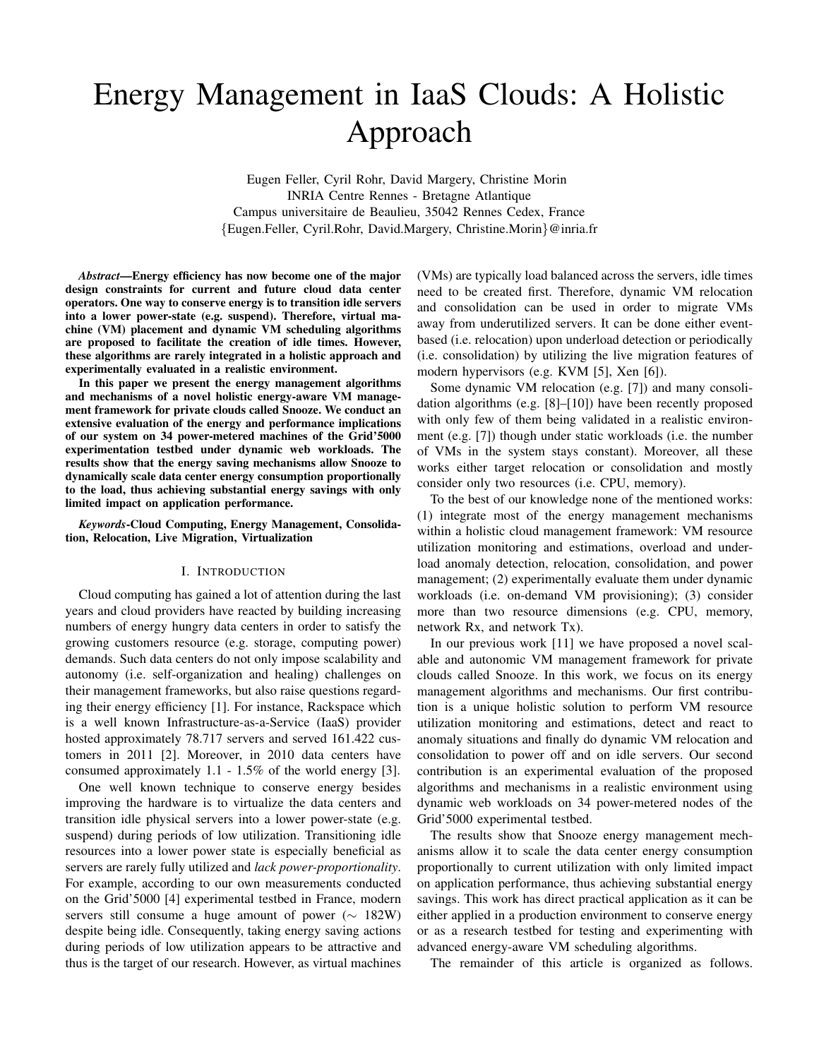# Energy Management in IaaS Clouds: A Holistic Approach

Eugen Feller, Cyril Rohr, David Margery, Christine Morin
INRIA Centre Rennes - Bretagne Atlantique
Campus universitaire de Beaulieu, 35042 Rennes Cedex, France
{Eugen.Feller, Cyril.Rohr, David.Margery, Christine.Morin}@inria.fr

***Abstract*—Energy efficiency has now become one of the major design constraints for current and future cloud data center operators. One way to conserve energy is to transition idle servers into a lower power-state (e.g. suspend). Therefore, virtual machine (VM) placement and dynamic VM scheduling algorithms are proposed to facilitate the creation of idle times. However, these algorithms are rarely integrated in a holistic approach and experimentally evaluated in a realistic environment.**

**In this paper we present the energy management algorithms and mechanisms of a novel holistic energy-aware VM management framework for private clouds called Snooze. We conduct an extensive evaluation of the energy and performance implications of our system on 34 power-metered machines of the Grid'5000 experimentation testbed under dynamic web workloads. The results show that the energy saving mechanisms allow Snooze to dynamically scale data center energy consumption proportionally to the load, thus achieving substantial energy savings with only limited impact on application performance.**

***Keywords*-Cloud Computing, Energy Management, Consolidation, Relocation, Live Migration, Virtualization**

## I. Introduction

Cloud computing has gained a lot of attention during the last years and cloud providers have reacted by building increasing numbers of energy hungry data centers in order to satisfy the growing customers resource (e.g. storage, computing power) demands. Such data centers do not only impose scalability and autonomy (i.e. self-organization and healing) challenges on their management frameworks, but also raise questions regarding their energy efficiency [1]. For instance, Rackspace which is a well known Infrastructure-as-a-Service (IaaS) provider hosted approximately 78.717 servers and served 161.422 customers in 2011 [2]. Moreover, in 2010 data centers have consumed approximately 1.1 - 1.5% of the world energy [3].

One well known technique to conserve energy besides improving the hardware is to virtualize the data centers and transition idle physical servers into a lower power-state (e.g. suspend) during periods of low utilization. Transitioning idle resources into a lower power state is especially beneficial as servers are rarely fully utilized and *lack power-proportionality*. For example, according to our own measurements conducted on the Grid'5000 [4] experimental testbed in France, modern servers still consume a huge amount of power ($\sim$ 182W) despite being idle. Consequently, taking energy saving actions during periods of low utilization appears to be attractive and thus is the target of our research. However, as virtual machines (VMs) are typically load balanced across the servers, idle times need to be created first. Therefore, dynamic VM relocation and consolidation can be used in order to migrate VMs away from underutilized servers. It can be done either event-based (i.e. relocation) upon underload detection or periodically (i.e. consolidation) by utilizing the live migration features of modern hypervisors (e.g. KVM [5], Xen [6]).

Some dynamic VM relocation (e.g. [7]) and many consolidation algorithms (e.g. [8]–[10]) have been recently proposed with only few of them being validated in a realistic environment (e.g. [7]) though under static workloads (i.e. the number of VMs in the system stays constant). Moreover, all these works either target relocation or consolidation and mostly consider only two resources (i.e. CPU, memory).

To the best of our knowledge none of the mentioned works: (1) integrate most of the energy management mechanisms within a holistic cloud management framework: VM resource utilization monitoring and estimations, overload and underload anomaly detection, relocation, consolidation, and power management; (2) experimentally evaluate them under dynamic workloads (i.e. on-demand VM provisioning); (3) consider more than two resource dimensions (e.g. CPU, memory, network Rx, and network Tx).

In our previous work [11] we have proposed a novel scalable and autonomic VM management framework for private clouds called Snooze. In this work, we focus on its energy management algorithms and mechanisms. Our first contribution is a unique holistic solution to perform VM resource utilization monitoring and estimations, detect and react to anomaly situations and finally do dynamic VM relocation and consolidation to power off and on idle servers. Our second contribution is an experimental evaluation of the proposed algorithms and mechanisms in a realistic environment using dynamic web workloads on 34 power-metered nodes of the Grid'5000 experimental testbed.

The results show that Snooze energy management mechanisms allow it to scale the data center energy consumption proportionally to current utilization with only limited impact on application performance, thus achieving substantial energy savings. This work has direct practical application as it can be either applied in a production environment to conserve energy or as a research testbed for testing and experimenting with advanced energy-aware VM scheduling algorithms.

The remainder of this article is organized as follows.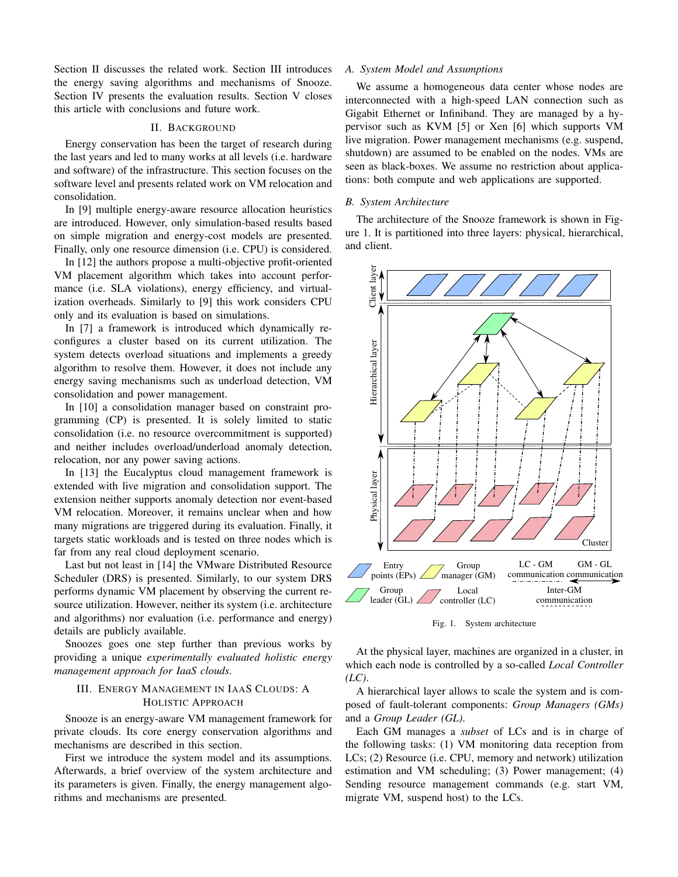Section II discusses the related work. Section III introduces the energy saving algorithms and mechanisms of Snooze. Section IV presents the evaluation results. Section V closes this article with conclusions and future work.

## II. Background

Energy conservation has been the target of research during the last years and led to many works at all levels (i.e. hardware and software) of the infrastructure. This section focuses on the software level and presents related work on VM relocation and consolidation.

In [9] multiple energy-aware resource allocation heuristics are introduced. However, only simulation-based results based on simple migration and energy-cost models are presented. Finally, only one resource dimension (i.e. CPU) is considered.

In [12] the authors propose a multi-objective profit-oriented VM placement algorithm which takes into account performance (i.e. SLA violations), energy efficiency, and virtualization overheads. Similarly to [9] this work considers CPU only and its evaluation is based on simulations.

In [7] a framework is introduced which dynamically reconfigures a cluster based on its current utilization. The system detects overload situations and implements a greedy algorithm to resolve them. However, it does not include any energy saving mechanisms such as underload detection, VM consolidation and power management.

In [10] a consolidation manager based on constraint programming (CP) is presented. It is solely limited to static consolidation (i.e. no resource overcommitment is supported) and neither includes overload/underload anomaly detection, relocation, nor any power saving actions.

In [13] the Eucalyptus cloud management framework is extended with live migration and consolidation support. The extension neither supports anomaly detection nor event-based VM relocation. Moreover, it remains unclear when and how many migrations are triggered during its evaluation. Finally, it targets static workloads and is tested on three nodes which is far from any real cloud deployment scenario.

Last but not least in [14] the VMware Distributed Resource Scheduler (DRS) is presented. Similarly, to our system DRS performs dynamic VM placement by observing the current resource utilization. However, neither its system (i.e. architecture and algorithms) nor evaluation (i.e. performance and energy) details are publicly available.

Snoozes goes one step further than previous works by providing a unique *experimentally evaluated holistic energy management approach for IaaS clouds*.

## III. Energy Management in IaaS Clouds: A Holistic Approach

Snooze is an energy-aware VM management framework for private clouds. Its core energy conservation algorithms and mechanisms are described in this section.

First we introduce the system model and its assumptions. Afterwards, a brief overview of the system architecture and its parameters is given. Finally, the energy management algorithms and mechanisms are presented.

### A. System Model and Assumptions

We assume a homogeneous data center whose nodes are interconnected with a high-speed LAN connection such as Gigabit Ethernet or Infiniband. They are managed by a hypervisor such as KVM [5] or Xen [6] which supports VM live migration. Power management mechanisms (e.g. suspend, shutdown) are assumed to be enabled on the nodes. VMs are seen as black-boxes. We assume no restriction about applications: both compute and web applications are supported.

### B. System Architecture

The architecture of the Snooze framework is shown in Figure 1. It is partitioned into three layers: physical, hierarchical, and client.

Fig. 1. System architecture

At the physical layer, machines are organized in a cluster, in which each node is controlled by a so-called *Local Controller (LC)*.

A hierarchical layer allows to scale the system and is composed of fault-tolerant components: *Group Managers (GMs)* and a *Group Leader (GL)*.

Each GM manages a *subset* of LCs and is in charge of the following tasks: (1) VM monitoring data reception from LCs; (2) Resource (i.e. CPU, memory and network) utilization estimation and VM scheduling; (3) Power management; (4) Sending resource management commands (e.g. start VM, migrate VM, suspend host) to the LCs.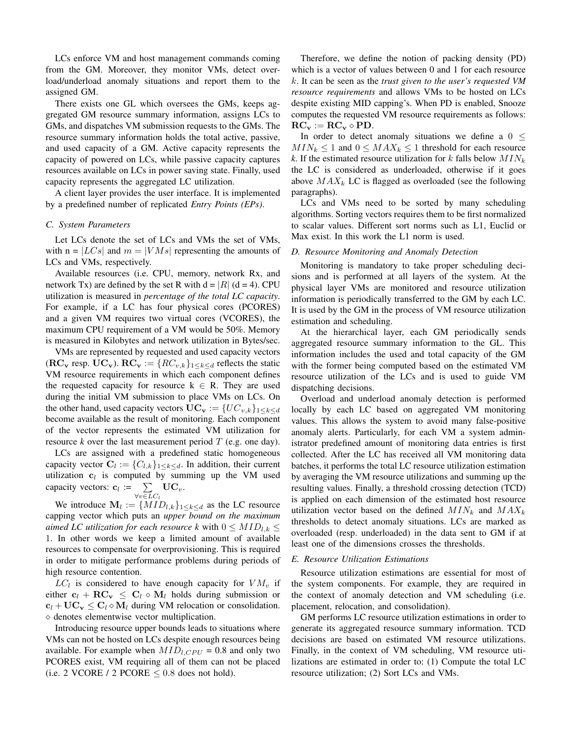LCs enforce VM and host management commands coming from the GM. Moreover, they monitor VMs, detect overload/underload anomaly situations and report them to the assigned GM.

There exists one GL which oversees the GMs, keeps aggregated GM resource summary information, assigns LCs to GMs, and dispatches VM submission requests to the GMs. The resource summary information holds the total active, passive, and used capacity of a GM. Active capacity represents the capacity of powered on LCs, while passive capacity captures resources available on LCs in power saving state. Finally, used capacity represents the aggregated LC utilization.

A client layer provides the user interface. It is implemented by a predefined number of replicated *Entry Points (EPs)*.

### C. System Parameters

Let LCs denote the set of LCs and VMs the set of VMs, with n = $|LCs|$ and $m = |VMs|$ representing the amounts of LCs and VMs, respectively.

Available resources (i.e. CPU, memory, network Rx, and network Tx) are defined by the set R with d = $|R|$ (d = 4). CPU utilization is measured in *percentage of the total LC capacity*. For example, if a LC has four physical cores (PCORES) and a given VM requires two virtual cores (VCORES), the maximum CPU requirement of a VM would be 50%. Memory is measured in Kilobytes and network utilization in Bytes/sec.

VMs are represented by requested and used capacity vectors ($\mathbf{RC_v}$ resp. $\mathbf{UC_v}$). $\mathbf{RC_v} := \{RC_{v,k}\}_{1 \leq k \leq d}$ reflects the static VM resource requirements in which each component defines the requested capacity for resource k $\in$ R. They are used during the initial VM submission to place VMs on LCs. On the other hand, used capacity vectors $\mathbf{UC_v} := \{UC_{v,k}\}_{1 \leq k \leq d}$ become available as the result of monitoring. Each component of the vector represents the estimated VM utilization for resource *k* over the last measurement period $T$ (e.g. one day).

LCs are assigned with a predefined static homogeneous capacity vector $\mathbf{C}_l := \{C_{l,k}\}_{1 \leq k \leq d}$. In addition, their current utilization $\mathbf{c}_l$ is computed by summing up the VM used capacity vectors: $\mathbf{c}_l := \sum_{\forall v \in LC_l} \mathbf{UC}_v$.

We introduce $\mathbf{M}_l := \{MID_{l,k}\}_{1 \leq k \leq d}$ as the LC resource capping vector which puts an *upper bound on the maximum aimed LC utilization for each resource k* with $0 \leq MID_{l,k} \leq 1$. In other words we keep a limited amount of available resources to compensate for overprovisioning. This is required in order to mitigate performance problems during periods of high resource contention.

$LC_l$ is considered to have enough capacity for $VM_v$ if either $\mathbf{c}_l + \mathbf{RC_v} \leq \mathbf{C}_l \diamond \mathbf{M}_l$ holds during submission or $\mathbf{c}_l + \mathbf{UC_v} \leq \mathbf{C}_l \diamond \mathbf{M}_l$ during VM relocation or consolidation. $\diamond$ denotes elementwise vector multiplication.

Introducing resource upper bounds leads to situations where VMs can not be hosted on LCs despite enough resources being available. For example when $MID_{l,CPU}$ = 0.8 and only two PCORES exist, VM requiring all of them can not be placed (i.e. 2 VCORE / 2 PCORE $\leq 0.8$ does not hold).

Therefore, we define the notion of packing density (PD) which is a vector of values between 0 and 1 for each resource $k$. It can be seen as the *trust given to the user's requested VM resource requirements* and allows VMs to be hosted on LCs despite existing MID capping's. When PD is enabled, Snooze computes the requested VM resource requirements as follows: $\mathbf{RC_v} := \mathbf{RC_v} \diamond \mathbf{PD}$.

In order to detect anomaly situations we define a $0 \leq MIN_k \leq 1$ and $0 \leq MAX_k \leq 1$ threshold for each resource *k*. If the estimated resource utilization for $k$ falls below $MIN_k$ the LC is considered as underloaded, otherwise if it goes above $MAX_k$ LC is flagged as overloaded (see the following paragraphs).

LCs and VMs need to be sorted by many scheduling algorithms. Sorting vectors requires them to be first normalized to scalar values. Different sort norms such as L1, Euclid or Max exist. In this work the L1 norm is used.

### D. Resource Monitoring and Anomaly Detection

Monitoring is mandatory to take proper scheduling decisions and is performed at all layers of the system. At the physical layer VMs are monitored and resource utilization information is periodically transferred to the GM by each LC. It is used by the GM in the process of VM resource utilization estimation and scheduling.

At the hierarchical layer, each GM periodically sends aggregated resource summary information to the GL. This information includes the used and total capacity of the GM with the former being computed based on the estimated VM resource utilization of the LCs and is used to guide VM dispatching decisions.

Overload and underload anomaly detection is performed locally by each LC based on aggregated VM monitoring values. This allows the system to avoid many false-positive anomaly alerts. Particularly, for each VM a system administrator predefined amount of monitoring data entries is first collected. After the LC has received all VM monitoring data batches, it performs the total LC resource utilization estimation by averaging the VM resource utilizations and summing up the resulting values. Finally, a threshold crossing detection (TCD) is applied on each dimension of the estimated host resource utilization vector based on the defined $MIN_k$ and $MAX_k$ thresholds to detect anomaly situations. LCs are marked as overloaded (resp. underloaded) in the data sent to GM if at least one of the dimensions crosses the thresholds.

### E. Resource Utilization Estimations

Resource utilization estimations are essential for most of the system components. For example, they are required in the context of anomaly detection and VM scheduling (i.e. placement, relocation, and consolidation).

GM performs LC resource utilization estimations in order to generate its aggregated resource summary information. TCD decisions are based on estimated VM resource utilizations. Finally, in the context of VM scheduling, VM resource utilizations are estimated in order to: (1) Compute the total LC resource utilization; (2) Sort LCs and VMs.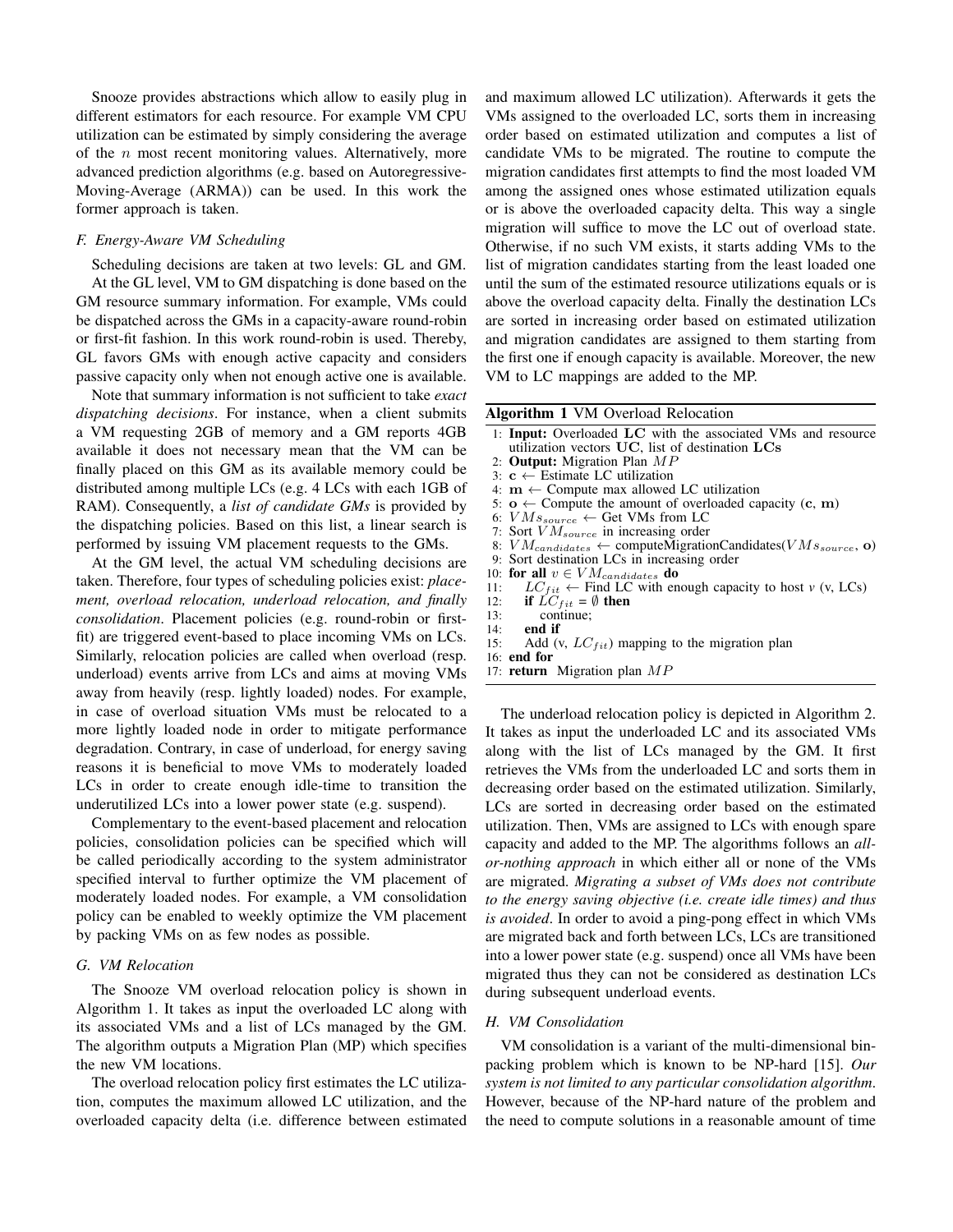Snooze provides abstractions which allow to easily plug in different estimators for each resource. For example VM CPU utilization can be estimated by simply considering the average of the $n$ most recent monitoring values. Alternatively, more advanced prediction algorithms (e.g. based on Autoregressive-Moving-Average (ARMA)) can be used. In this work the former approach is taken.

### F. Energy-Aware VM Scheduling

Scheduling decisions are taken at two levels: GL and GM.

At the GL level, VM to GM dispatching is done based on the GM resource summary information. For example, VMs could be dispatched across the GMs in a capacity-aware round-robin or first-fit fashion. In this work round-robin is used. Thereby, GL favors GMs with enough active capacity and considers passive capacity only when not enough active one is available.

Note that summary information is not sufficient to take *exact dispatching decisions*. For instance, when a client submits a VM requesting 2GB of memory and a GM reports 4GB available it does not necessary mean that the VM can be finally placed on this GM as its available memory could be distributed among multiple LCs (e.g. 4 LCs with each 1GB of RAM). Consequently, a *list of candidate GMs* is provided by the dispatching policies. Based on this list, a linear search is performed by issuing VM placement requests to the GMs.

At the GM level, the actual VM scheduling decisions are taken. Therefore, four types of scheduling policies exist: *placement, overload relocation, underload relocation, and finally consolidation*. Placement policies (e.g. round-robin or first-fit) are triggered event-based to place incoming VMs on LCs. Similarly, relocation policies are called when overload (resp. underload) events arrive from LCs and aims at moving VMs away from heavily (resp. lightly loaded) nodes. For example, in case of overload situation VMs must be relocated to a more lightly loaded node in order to mitigate performance degradation. Contrary, in case of underload, for energy saving reasons it is beneficial to move VMs to moderately loaded LCs in order to create enough idle-time to transition the underutilized LCs into a lower power state (e.g. suspend).

Complementary to the event-based placement and relocation policies, consolidation policies can be specified which will be called periodically according to the system administrator specified interval to further optimize the VM placement of moderately loaded nodes. For example, a VM consolidation policy can be enabled to weekly optimize the VM placement by packing VMs on as few nodes as possible.

### G. VM Relocation

The Snooze VM overload relocation policy is shown in Algorithm 1. It takes as input the overloaded LC along with its associated VMs and a list of LCs managed by the GM. The algorithm outputs a Migration Plan (MP) which specifies the new VM locations.

The overload relocation policy first estimates the LC utilization, computes the maximum allowed LC utilization, and the overloaded capacity delta (i.e. difference between estimated and maximum allowed LC utilization). Afterwards it gets the VMs assigned to the overloaded LC, sorts them in increasing order based on estimated utilization and computes a list of candidate VMs to be migrated. The routine to compute the migration candidates first attempts to find the most loaded VM among the assigned ones whose estimated utilization equals or is above the overloaded capacity delta. This way a single migration will suffice to move the LC out of overload state. Otherwise, if no such VM exists, it starts adding VMs to the list of migration candidates starting from the least loaded one until the sum of the estimated resource utilizations equals or is above the overload capacity delta. Finally the destination LCs are sorted in increasing order based on estimated utilization and migration candidates are assigned to them starting from the first one if enough capacity is available. Moreover, the new VM to LC mappings are added to the MP.

**Algorithm 1** VM Overload Relocation

```
1: Input: Overloaded LC with the associated VMs and resource
   utilization vectors UC, list of destination LCs
2: Output: Migration Plan MP
3: c ← Estimate LC utilization
4: m ← Compute max allowed LC utilization
5: o ← Compute the amount of overloaded capacity (c, m)
6: VMs_source ← Get VMs from LC
7: Sort VM_source in increasing order
8: VM_candidates ← computeMigrationCandidates(VMs_source, o)
9: Sort destination LCs in increasing order
10: for all v ∈ VM_candidates do
11:    LC_fit ← Find LC with enough capacity to host v (v, LCs)
12:    if LC_fit = ∅ then
13:       continue;
14:    end if
15:    Add (v, LC_fit) mapping to the migration plan
16: end for
17: return Migration plan MP
```

The underload relocation policy is depicted in Algorithm 2. It takes as input the underloaded LC and its associated VMs along with the list of LCs managed by the GM. It first retrieves the VMs from the underloaded LC and sorts them in decreasing order based on the estimated utilization. Similarly, LCs are sorted in decreasing order based on the estimated utilization. Then, VMs are assigned to LCs with enough spare capacity and added to the MP. The algorithms follows an *all-or-nothing approach* in which either all or none of the VMs are migrated. *Migrating a subset of VMs does not contribute to the energy saving objective (i.e. create idle times) and thus is avoided*. In order to avoid a ping-pong effect in which VMs are migrated back and forth between LCs, LCs are transitioned into a lower power state (e.g. suspend) once all VMs have been migrated thus they can not be considered as destination LCs during subsequent underload events.

### H. VM Consolidation

VM consolidation is a variant of the multi-dimensional bin-packing problem which is known to be NP-hard [15]. *Our system is not limited to any particular consolidation algorithm*. However, because of the NP-hard nature of the problem and the need to compute solutions in a reasonable amount of time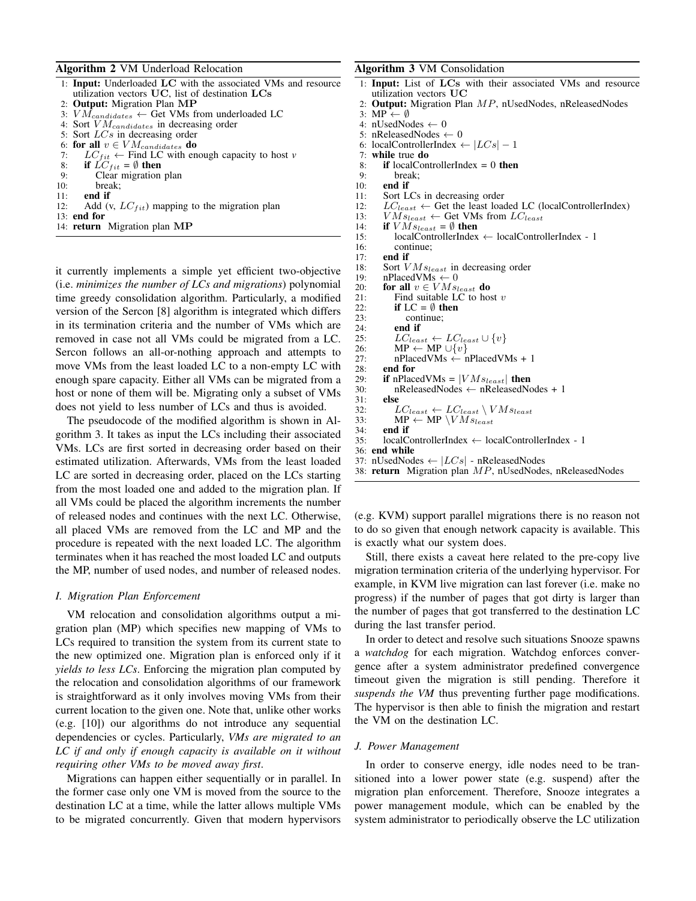**Algorithm 2** VM Underload Relocation

```
1: Input: Underloaded LC with the associated VMs and resource
   utilization vectors UC, list of destination LCs
2: Output: Migration Plan MP
3: VM_candidates ← Get VMs from underloaded LC
4: Sort VM_candidates in decreasing order
5: Sort LCs in decreasing order
6: for all v ∈ VM_candidates do
7:     LC_fit ← Find LC with enough capacity to host v
8:     if LC_fit = ∅ then
9:         Clear migration plan
10:        break;
11:    end if
12:    Add (v, LC_fit) mapping to the migration plan
13: end for
14: return Migration plan MP
```

it currently implements a simple yet efficient two-objective (i.e. *minimizes the number of LCs and migrations*) polynomial time greedy consolidation algorithm. Particularly, a modified version of the Sercon [8] algorithm is integrated which differs in its termination criteria and the number of VMs which are removed in case not all VMs could be migrated from a LC. Sercon follows an all-or-nothing approach and attempts to move VMs from the least loaded LC to a non-empty LC with enough spare capacity. Either all VMs can be migrated from a host or none of them will be. Migrating only a subset of VMs does not yield to less number of LCs and thus is avoided.

The pseudocode of the modified algorithm is shown in Algorithm 3. It takes as input the LCs including their associated VMs. LCs are first sorted in decreasing order based on their estimated utilization. Afterwards, VMs from the least loaded LC are sorted in decreasing order, placed on the LCs starting from the most loaded one and added to the migration plan. If all VMs could be placed the algorithm increments the number of released nodes and continues with the next LC. Otherwise, all placed VMs are removed from the LC and MP and the procedure is repeated with the next loaded LC. The algorithm terminates when it has reached the most loaded LC and outputs the MP, number of used nodes, and number of released nodes.

**Algorithm 3** VM Consolidation

```
1: Input: List of LCs with their associated VMs and resource
   utilization vectors UC
2: Output: Migration Plan MP, nUsedNodes, nReleasedNodes
3: MP ← ∅
4: nUsedNodes ← 0
5: nReleasedNodes ← 0
6: localControllerIndex ← |LCs| − 1
7: while true do
8:     if localControllerIndex = 0 then
9:         break;
10:    end if
11:    Sort LCs in decreasing order
12:    LC_least ← Get the least loaded LC (localControllerIndex)
13:    VMs_least ← Get VMs from LC_least
14:    if VMs_least = ∅ then
15:        localControllerIndex ← localControllerIndex - 1
16:        continue;
17:    end if
18:    Sort VMs_least in decreasing order
19:    nPlacedVMs ← 0
20:    for all v ∈ VMs_least do
21:        Find suitable LC to host v
22:        if LC = ∅ then
23:            continue;
24:        end if
25:        LC_least ← LC_least ∪ {v}
26:        MP ← MP ∪{v}
27:        nPlacedVMs ← nPlacedVMs + 1
28:    end for
29:    if nPlacedVMs = |VMs_least| then
30:        nReleasedNodes ← nReleasedNodes + 1
31:    else
32:        LC_least ← LC_least \ VMs_least
33:        MP ← MP \VMs_least
34:    end if
35:    localControllerIndex ← localControllerIndex - 1
36: end while
37: nUsedNodes ← |LCs| - nReleasedNodes
38: return Migration plan MP, nUsedNodes, nReleasedNodes
```

### I. Migration Plan Enforcement

VM relocation and consolidation algorithms output a migration plan (MP) which specifies new mapping of VMs to LCs required to transition the system from its current state to the new optimized one. Migration plan is enforced only if it *yields to less LCs*. Enforcing the migration plan computed by the relocation and consolidation algorithms of our framework is straightforward as it only involves moving VMs from their current location to the given one. Note that, unlike other works (e.g. [10]) our algorithms do not introduce any sequential dependencies or cycles. Particularly, *VMs are migrated to an LC if and only if enough capacity is available on it without requiring other VMs to be moved away first*.

Migrations can happen either sequentially or in parallel. In the former case only one VM is moved from the source to the destination LC at a time, while the latter allows multiple VMs to be migrated concurrently. Given that modern hypervisors (e.g. KVM) support parallel migrations there is no reason not to do so given that enough network capacity is available. This is exactly what our system does.

Still, there exists a caveat here related to the pre-copy live migration termination criteria of the underlying hypervisor. For example, in KVM live migration can last forever (i.e. make no progress) if the number of pages that got dirty is larger than the number of pages that got transferred to the destination LC during the last transfer period.

In order to detect and resolve such situations Snooze spawns a *watchdog* for each migration. Watchdog enforces convergence after a system administrator predefined convergence timeout given the migration is still pending. Therefore it *suspends the VM* thus preventing further page modifications. The hypervisor is then able to finish the migration and restart the VM on the destination LC.

### J. Power Management

In order to conserve energy, idle nodes need to be transitioned into a lower power state (e.g. suspend) after the migration plan enforcement. Therefore, Snooze integrates a power management module, which can be enabled by the system administrator to periodically observe the LC utilization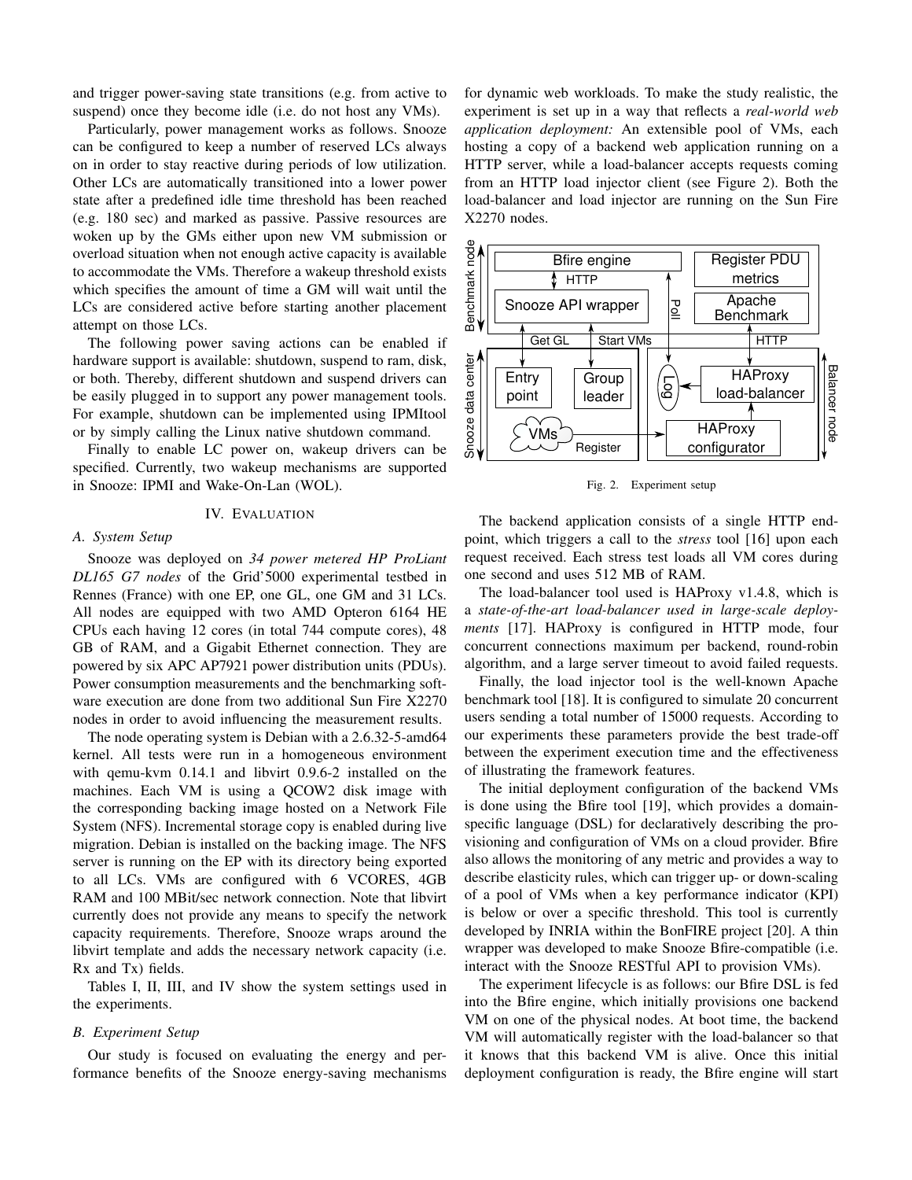and trigger power-saving state transitions (e.g. from active to suspend) once they become idle (i.e. do not host any VMs).

Particularly, power management works as follows. Snooze can be configured to keep a number of reserved LCs always on in order to stay reactive during periods of low utilization. Other LCs are automatically transitioned into a lower power state after a predefined idle time threshold has been reached (e.g. 180 sec) and marked as passive. Passive resources are woken up by the GMs either upon new VM submission or overload situation when not enough active capacity is available to accommodate the VMs. Therefore a wakeup threshold exists which specifies the amount of time a GM will wait until the LCs are considered active before starting another placement attempt on those LCs.

The following power saving actions can be enabled if hardware support is available: shutdown, suspend to ram, disk, or both. Thereby, different shutdown and suspend drivers can be easily plugged in to support any power management tools. For example, shutdown can be implemented using IPMItool or by simply calling the Linux native shutdown command.

Finally to enable LC power on, wakeup drivers can be specified. Currently, two wakeup mechanisms are supported in Snooze: IPMI and Wake-On-Lan (WOL).

## IV. Evaluation

### A. System Setup

Snooze was deployed on *34 power metered HP ProLiant DL165 G7 nodes* of the Grid'5000 experimental testbed in Rennes (France) with one EP, one GL, one GM and 31 LCs. All nodes are equipped with two AMD Opteron 6164 HE CPUs each having 12 cores (in total 744 compute cores), 48 GB of RAM, and a Gigabit Ethernet connection. They are powered by six APC AP7921 power distribution units (PDUs). Power consumption measurements and the benchmarking software execution are done from two additional Sun Fire X2270 nodes in order to avoid influencing the measurement results.

The node operating system is Debian with a 2.6.32-5-amd64 kernel. All tests were run in a homogeneous environment with qemu-kvm 0.14.1 and libvirt 0.9.6-2 installed on the machines. Each VM is using a QCOW2 disk image with the corresponding backing image hosted on a Network File System (NFS). Incremental storage copy is enabled during live migration. Debian is installed on the backing image. The NFS server is running on the EP with its directory being exported to all LCs. VMs are configured with 6 VCORES, 4GB RAM and 100 MBit/sec network connection. Note that libvirt currently does not provide any means to specify the network capacity requirements. Therefore, Snooze wraps around the libvirt template and adds the necessary network capacity (i.e. Rx and Tx) fields.

Tables I, II, III, and IV show the system settings used in the experiments.

### B. Experiment Setup

Our study is focused on evaluating the energy and performance benefits of the Snooze energy-saving mechanisms for dynamic web workloads. To make the study realistic, the experiment is set up in a way that reflects a *real-world web application deployment:* An extensible pool of VMs, each hosting a copy of a backend web application running on a HTTP server, while a load-balancer accepts requests coming from an HTTP load injector client (see Figure 2). Both the load-balancer and load injector are running on the Sun Fire X2270 nodes.

Fig. 2. Experiment setup

The backend application consists of a single HTTP endpoint, which triggers a call to the *stress* tool [16] upon each request received. Each stress test loads all VM cores during one second and uses 512 MB of RAM.

The load-balancer tool used is HAProxy v1.4.8, which is a *state-of-the-art load-balancer used in large-scale deployments* [17]. HAProxy is configured in HTTP mode, four concurrent connections maximum per backend, round-robin algorithm, and a large server timeout to avoid failed requests.

Finally, the load injector tool is the well-known Apache benchmark tool [18]. It is configured to simulate 20 concurrent users sending a total number of 15000 requests. According to our experiments these parameters provide the best trade-off between the experiment execution time and the effectiveness of illustrating the framework features.

The initial deployment configuration of the backend VMs is done using the Bfire tool [19], which provides a domain-specific language (DSL) for declaratively describing the provisioning and configuration of VMs on a cloud provider. Bfire also allows the monitoring of any metric and provides a way to describe elasticity rules, which can trigger up- or down-scaling of a pool of VMs when a key performance indicator (KPI) is below or over a specific threshold. This tool is currently developed by INRIA within the BonFIRE project [20]. A thin wrapper was developed to make Snooze Bfire-compatible (i.e. interact with the Snooze RESTful API to provision VMs).

The experiment lifecycle is as follows: our Bfire DSL is fed into the Bfire engine, which initially provisions one backend VM on one of the physical nodes. At boot time, the backend VM will automatically register with the load-balancer so that it knows that this backend VM is alive. Once this initial deployment configuration is ready, the Bfire engine will start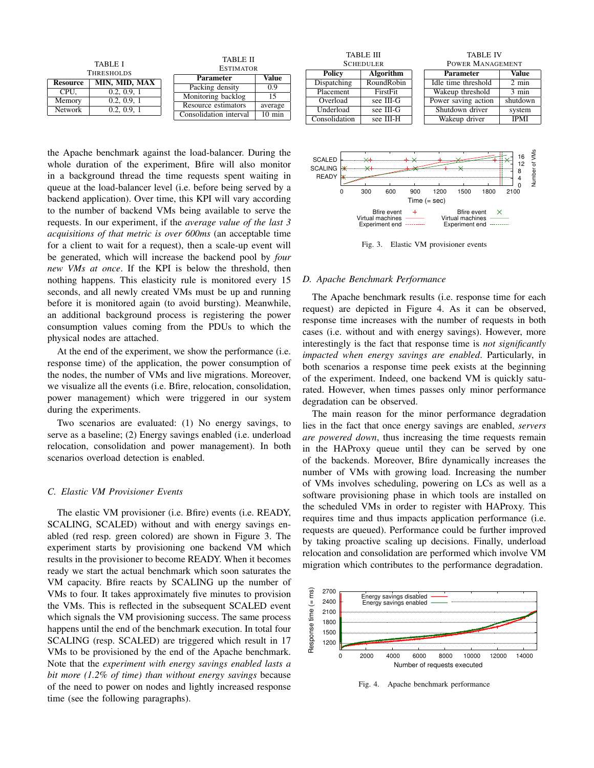TABLE I
THRESHOLDS

| Resource | MIN, MID, MAX |
|---|---|
| CPU, | 0.2, 0.9, 1 |
| Memory | 0.2, 0.9, 1 |
| Network | 0.2, 0.9, 1 |

TABLE II
ESTIMATOR

| Parameter | Value |
|---|---|
| Packing density | 0.9 |
| Monitoring backlog | 15 |
| Resource estimators | average |
| Consolidation interval | 10 min |

TABLE III
SCHEDULER

| Policy | Algorithm |
|---|---|
| Dispatching | RoundRobin |
| Placement | FirstFit |
| Overload | see III-G |
| Underload | see III-G |
| Consolidation | see III-H |

TABLE IV
POWER MANAGEMENT

| Parameter | Value |
|---|---|
| Idle time threshold | 2 min |
| Wakeup threshold | 3 min |
| Power saving action | shutdown |
| Shutdown driver | system |
| Wakeup driver | IPMI |

the Apache benchmark against the load-balancer. During the whole duration of the experiment, Bfire will also monitor in a background thread the time requests spent waiting in queue at the load-balancer level (i.e. before being served by a backend application). Over time, this KPI will vary according to the number of backend VMs being available to serve the requests. In our experiment, if the *average value of the last 3 acquisitions of that metric is over 600ms* (an acceptable time for a client to wait for a request), then a scale-up event will be generated, which will increase the backend pool by *four new VMs at once*. If the KPI is below the threshold, then nothing happens. This elasticity rule is monitored every 15 seconds, and all newly created VMs must be up and running before it is monitored again (to avoid bursting). Meanwhile, an additional background process is registering the power consumption values coming from the PDUs to which the physical nodes are attached.

At the end of the experiment, we show the performance (i.e. response time) of the application, the power consumption of the nodes, the number of VMs and live migrations. Moreover, we visualize all the events (i.e. Bfire, relocation, consolidation, power management) which were triggered in our system during the experiments.

Two scenarios are evaluated: (1) No energy savings, to serve as a baseline; (2) Energy savings enabled (i.e. underload relocation, consolidation and power management). In both scenarios overload detection is enabled.

### C. Elastic VM Provisioner Events

The elastic VM provisioner (i.e. Bfire) events (i.e. READY, SCALING, SCALED) without and with energy savings enabled (red resp. green colored) are shown in Figure 3. The experiment starts by provisioning one backend VM which results in the provisioner to become READY. When it becomes ready we start the actual benchmark which soon saturates the VM capacity. Bfire reacts by SCALING up the number of VMs to four. It takes approximately five minutes to provision the VMs. This is reflected in the subsequent SCALED event which signals the VM provisioning success. The same process happens until the end of the benchmark execution. In total four SCALING (resp. SCALED) are triggered which result in 17 VMs to be provisioned by the end of the Apache benchmark. Note that the *experiment with energy savings enabled lasts a bit more (1.2% of time) than without energy savings* because of the need to power on nodes and lightly increased response time (see the following paragraphs).

Fig. 3. Elastic VM provisioner events

### D. Apache Benchmark Performance

The Apache benchmark results (i.e. response time for each request) are depicted in Figure 4. As it can be observed, response time increases with the number of requests in both cases (i.e. without and with energy savings). However, more interestingly is the fact that response time is *not significantly impacted when energy savings are enabled*. Particularly, in both scenarios a response time peek exists at the beginning of the experiment. Indeed, one backend VM is quickly saturated. However, when times passes only minor performance degradation can be observed.

The main reason for the minor performance degradation lies in the fact that once energy savings are enabled, *servers are powered down*, thus increasing the time requests remain in the HAProxy queue until they can be served by one of the backends. Moreover, Bfire dynamically increases the number of VMs with growing load. Increasing the number of VMs involves scheduling, powering on LCs as well as a software provisioning phase in which tools are installed on the scheduled VMs in order to register with HAProxy. This requires time and thus impacts application performance (i.e. requests are queued). Performance could be further improved by taking proactive scaling up decisions. Finally, underload relocation and consolidation are performed which involve VM migration which contributes to the performance degradation.

Fig. 4. Apache benchmark performance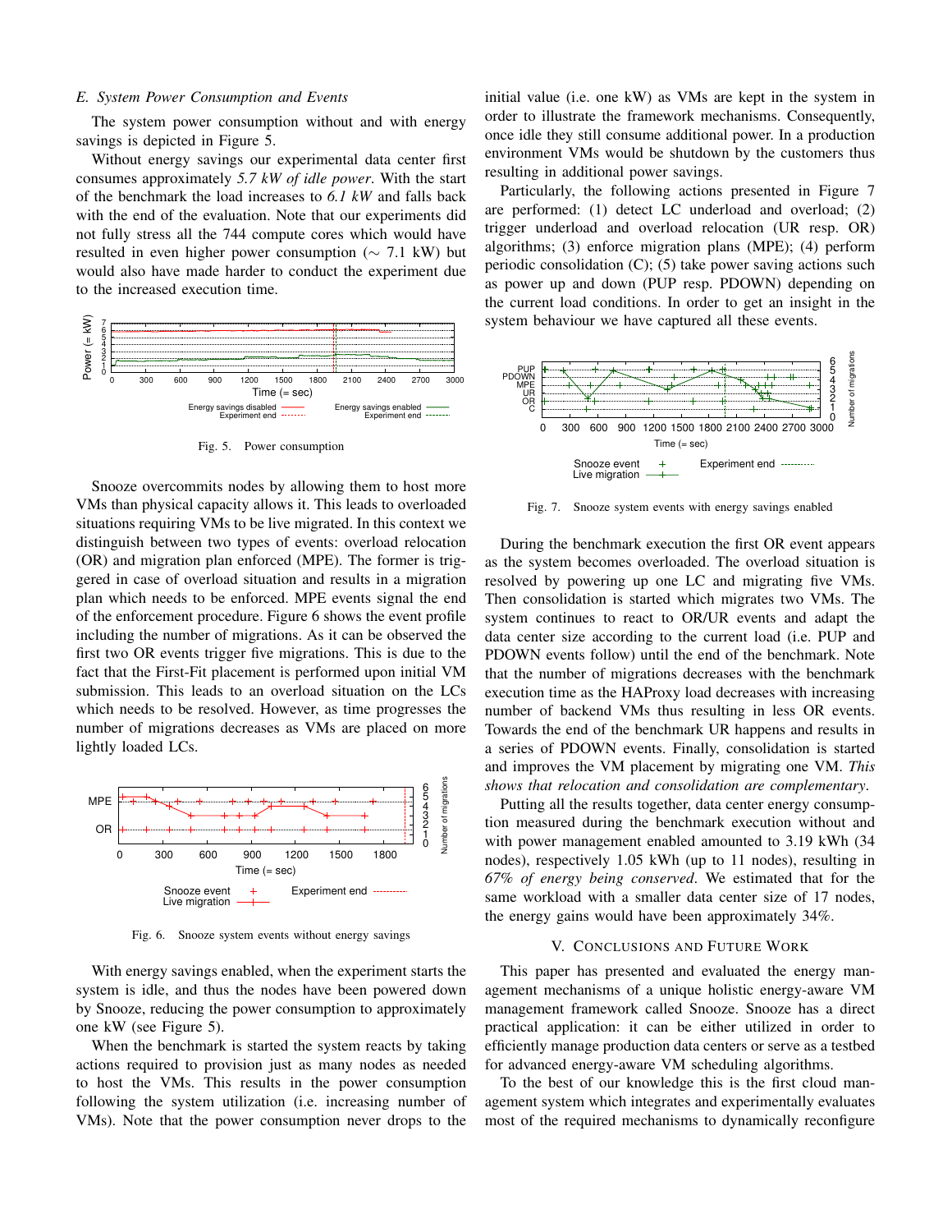### E. System Power Consumption and Events

The system power consumption without and with energy savings is depicted in Figure 5.

Without energy savings our experimental data center first consumes approximately *5.7 kW of idle power*. With the start of the benchmark the load increases to *6.1 kW* and falls back with the end of the evaluation. Note that our experiments did not fully stress all the 744 compute cores which would have resulted in even higher power consumption ($\sim$ 7.1 kW) but would also have made harder to conduct the experiment due to the increased execution time.

Fig. 5. Power consumption

Snooze overcommits nodes by allowing them to host more VMs than physical capacity allows it. This leads to overloaded situations requiring VMs to be live migrated. In this context we distinguish between two types of events: overload relocation (OR) and migration plan enforced (MPE). The former is triggered in case of overload situation and results in a migration plan which needs to be enforced. MPE events signal the end of the enforcement procedure. Figure 6 shows the event profile including the number of migrations. As it can be observed the first two OR events trigger five migrations. This is due to the fact that the First-Fit placement is performed upon initial VM submission. This leads to an overload situation on the LCs which needs to be resolved. However, as time progresses the number of migrations decreases as VMs are placed on more lightly loaded LCs.

Fig. 6. Snooze system events without energy savings

With energy savings enabled, when the experiment starts the system is idle, and thus the nodes have been powered down by Snooze, reducing the power consumption to approximately one kW (see Figure 5).

When the benchmark is started the system reacts by taking actions required to provision just as many nodes as needed to host the VMs. This results in the power consumption following the system utilization (i.e. increasing number of VMs). Note that the power consumption never drops to the initial value (i.e. one kW) as VMs are kept in the system in order to illustrate the framework mechanisms. Consequently, once idle they still consume additional power. In a production environment VMs would be shutdown by the customers thus resulting in additional power savings.

Particularly, the following actions presented in Figure 7 are performed: (1) detect LC underload and overload; (2) trigger underload and overload relocation (UR resp. OR) algorithms; (3) enforce migration plans (MPE); (4) perform periodic consolidation (C); (5) take power saving actions such as power up and down (PUP resp. PDOWN) depending on the current load conditions. In order to get an insight in the system behaviour we have captured all these events.

Fig. 7. Snooze system events with energy savings enabled

During the benchmark execution the first OR event appears as the system becomes overloaded. The overload situation is resolved by powering up one LC and migrating five VMs. Then consolidation is started which migrates two VMs. The system continues to react to OR/UR events and adapt the data center size according to the current load (i.e. PUP and PDOWN events follow) until the end of the benchmark. Note that the number of migrations decreases with the benchmark execution time as the HAProxy load decreases with increasing number of backend VMs thus resulting in less OR events. Towards the end of the benchmark UR happens and results in a series of PDOWN events. Finally, consolidation is started and improves the VM placement by migrating one VM. *This shows that relocation and consolidation are complementary*.

Putting all the results together, data center energy consumption measured during the benchmark execution without and with power management enabled amounted to 3.19 kWh (34 nodes), respectively 1.05 kWh (up to 11 nodes), resulting in *67% of energy being conserved*. We estimated that for the same workload with a smaller data center size of 17 nodes, the energy gains would have been approximately 34%.

## V. Conclusions and Future Work

This paper has presented and evaluated the energy management mechanisms of a unique holistic energy-aware VM management framework called Snooze. Snooze has a direct practical application: it can be either utilized in order to efficiently manage production data centers or serve as a testbed for advanced energy-aware VM scheduling algorithms.

To the best of our knowledge this is the first cloud management system which integrates and experimentally evaluates most of the required mechanisms to dynamically reconfigure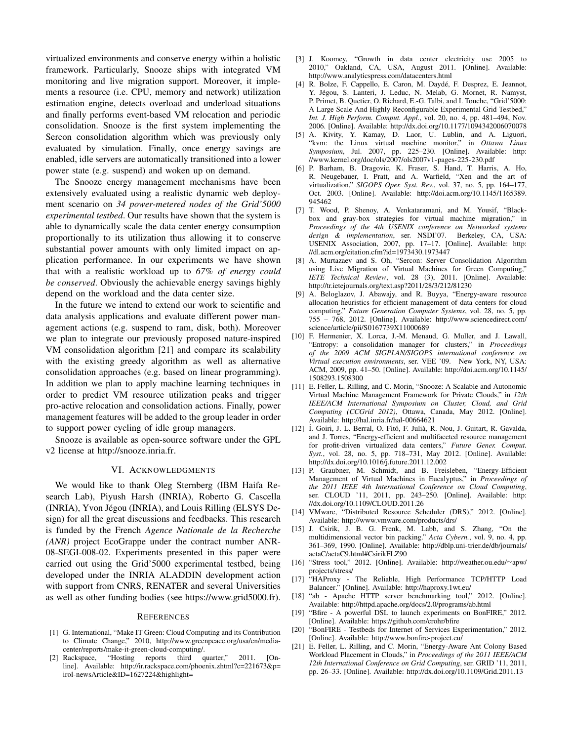virtualized environments and conserve energy within a holistic framework. Particularly, Snooze ships with integrated VM monitoring and live migration support. Moreover, it implements a resource (i.e. CPU, memory and network) utilization estimation engine, detects overload and underload situations and finally performs event-based VM relocation and periodic consolidation. Snooze is the first system implementing the Sercon consolidation algorithm which was previously only evaluated by simulation. Finally, once energy savings are enabled, idle servers are automatically transitioned into a lower power state (e.g. suspend) and woken up on demand.

The Snooze energy management mechanisms have been extensively evaluated using a realistic dynamic web deployment scenario on *34 power-metered nodes of the Grid'5000 experimental testbed*. Our results have shown that the system is able to dynamically scale the data center energy consumption proportionally to its utilization thus allowing it to conserve substantial power amounts with only limited impact on application performance. In our experiments we have shown that with a realistic workload up to *67% of energy could be conserved*. Obviously the achievable energy savings highly depend on the workload and the data center size.

In the future we intend to extend our work to scientific and data analysis applications and evaluate different power management actions (e.g. suspend to ram, disk, both). Moreover we plan to integrate our previously proposed nature-inspired VM consolidation algorithm [21] and compare its scalability with the existing greedy algorithm as well as alternative consolidation approaches (e.g. based on linear programming). In addition we plan to apply machine learning techniques in order to predict VM resource utilization peaks and trigger pro-active relocation and consolidation actions. Finally, power management features will be added to the group leader in order to support power cycling of idle group managers.

Snooze is available as open-source software under the GPL v2 license at http://snooze.inria.fr.

## VI. Acknowledgments

We would like to thank Oleg Sternberg (IBM Haifa Research Lab), Piyush Harsh (INRIA), Roberto G. Cascella (INRIA), Yvon Jégou (INRIA), and Louis Rilling (ELSYS Design) for all the great discussions and feedbacks. This research is funded by the French *Agence Nationale de la Recherche (ANR)* project EcoGrappe under the contract number ANR-08-SEGI-008-02. Experiments presented in this paper were carried out using the Grid'5000 experimental testbed, being developed under the INRIA ALADDIN development action with support from CNRS, RENATER and several Universities as well as other funding bodies (see https://www.grid5000.fr).

## References

[1] G. International, "Make IT Green: Cloud Computing and its Contribution to Climate Change," 2010, http://www.greenpeace.org/usa/en/media-center/reports/make-it-green-cloud-computing/.

[2] Rackspace, "Hosting reports third quarter," 2011. [Online]. Available: http://ir.rackspace.com/phoenix.zhtml?c=221673&p=irol-newsArticle&ID=1627224&highlight=

[3] J. Koomey, "Growth in data center electricity use 2005 to 2010," Oakland, CA, USA, August 2011. [Online]. Available: http://www.analyticspress.com/datacenters.html

[4] R. Bolze, F. Cappello, E. Caron, M. Daydé, F. Desprez, E. Jeannot, Y. Jégou, S. Lanteri, J. Leduc, N. Melab, G. Mornet, R. Namyst, P. Primet, B. Quetier, O. Richard, E.-G. Talbi, and I. Touche, "Grid'5000: A Large Scale And Highly Reconfigurable Experimental Grid Testbed," *Int. J. High Perform. Comput. Appl.*, vol. 20, no. 4, pp. 481–494, Nov. 2006. [Online]. Available: http://dx.doi.org/10.1177/1094342006070078

[5] A. Kivity, Y. Kamay, D. Laor, U. Lublin, and A. Liguori, "kvm: the Linux virtual machine monitor," in *Ottawa Linux Symposium*, Jul. 2007, pp. 225–230. [Online]. Available: http://www.kernel.org/doc/ols/2007/ols2007v1-pages-225-230.pdf

[6] P. Barham, B. Dragovic, K. Fraser, S. Hand, T. Harris, A. Ho, R. Neugebauer, I. Pratt, and A. Warfield, "Xen and the art of virtualization," *SIGOPS Oper. Syst. Rev.*, vol. 37, no. 5, pp. 164–177, Oct. 2003. [Online]. Available: http://doi.acm.org/10.1145/1165389.945462

[7] T. Wood, P. Shenoy, A. Venkataramani, and M. Yousif, "Black-box and gray-box strategies for virtual machine migration," in *Proceedings of the 4th USENIX conference on Networked systems design & implementation*, ser. NSDI'07. Berkeley, CA, USA: USENIX Association, 2007, pp. 17–17. [Online]. Available: http://dl.acm.org/citation.cfm?id=1973430.1973447

[8] A. Murtazaev and S. Oh, "Sercon: Server Consolidation Algorithm using Live Migration of Virtual Machines for Green Computing," *IETE Technical Review*, vol. 28 (3), 2011. [Online]. Available: http://tr.ietejournals.org/text.asp?2011/28/3/212/81230

[9] A. Beloglazov, J. Abawajy, and R. Buyya, "Energy-aware resource allocation heuristics for efficient management of data centers for cloud computing," *Future Generation Computer Systems*, vol. 28, no. 5, pp. 755 – 768, 2012. [Online]. Available: http://www.sciencedirect.com/science/article/pii/S0167739X11000689

[10] F. Hermenier, X. Lorca, J.-M. Menaud, G. Muller, and J. Lawall, "Entropy: a consolidation manager for clusters," in *Proceedings of the 2009 ACM SIGPLAN/SIGOPS international conference on Virtual execution environments*, ser. VEE '09. New York, NY, USA: ACM, 2009, pp. 41–50. [Online]. Available: http://doi.acm.org/10.1145/1508293.1508300

[11] E. Feller, L. Rilling, and C. Morin, "Snooze: A Scalable and Autonomic Virtual Machine Management Framework for Private Clouds," in *12th IEEE/ACM International Symposium on Cluster, Cloud, and Grid Computing (CCGrid 2012)*, Ottawa, Canada, May 2012. [Online]. Available: http://hal.inria.fr/hal-00664621

[12] Í. Goiri, J. L. Berral, O. Fitó, F. Julià, R. Nou, J. Guitart, R. Gavalda, and J. Torres, "Energy-efficient and multifaceted resource management for profit-driven virtualized data centers," *Future Gener. Comput. Syst.*, vol. 28, no. 5, pp. 718–731, May 2012. [Online]. Available: http://dx.doi.org/10.1016/j.future.2011.12.002

[13] P. Graubner, M. Schmidt, and B. Freisleben, "Energy-Efficient Management of Virtual Machines in Eucalyptus," in *Proceedings of the 2011 IEEE 4th International Conference on Cloud Computing*, ser. CLOUD '11, 2011, pp. 243–250. [Online]. Available: http://dx.doi.org/10.1109/CLOUD.2011.26

[14] VMware, "Distributed Resource Scheduler (DRS)," 2012. [Online]. Available: http://www.vmware.com/products/drs/

[15] J. Csirik, J. B. G. Frenk, M. Labb, and S. Zhang, "On the multidimensional vector bin packing." *Acta Cybern.*, vol. 9, no. 4, pp. 361–369, 1990. [Online]. Available: http://dblp.uni-trier.de/db/journals/actaC/actaC9.html#CsirikFLZ90

[16] "Stress tool," 2012. [Online]. Available: http://weather.ou.edu/~apw/projects/stress/

[17] "HAProxy - The Reliable, High Performance TCP/HTTP Load Balancer." [Online]. Available: http://haproxy.1wt.eu/

[18] "ab - Apache HTTP server benchmarking tool," 2012. [Online]. Available: http://httpd.apache.org/docs/2.0/programs/ab.html

[19] "Bfire - A powerful DSL to launch experiments on BonFIRE," 2012. [Online]. Available: https://github.com/crohr/bfire

[20] "BonFIRE - Testbeds for Internet of Services Experimentation," 2012. [Online]. Available: http://www.bonfire-project.eu/

[21] E. Feller, L. Rilling, and C. Morin, "Energy-Aware Ant Colony Based Workload Placement in Clouds," in *Proceedings of the 2011 IEEE/ACM 12th International Conference on Grid Computing*, ser. GRID '11, 2011, pp. 26–33. [Online]. Available: http://dx.doi.org/10.1109/Grid.2011.13